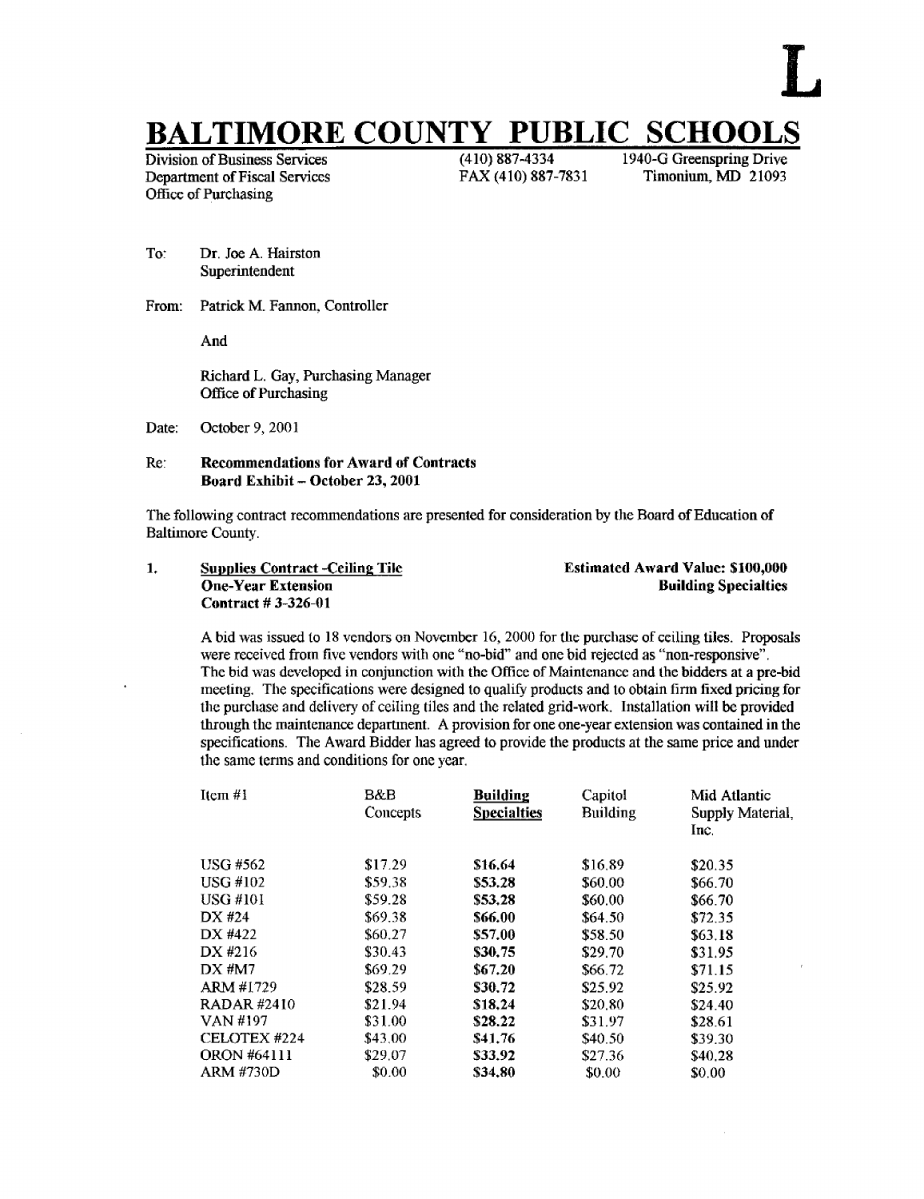L

# BALTIMORE COUNTY PUBLIC SCHOOLS

Division of Business Services
Department of Fiscal Services
Office of Purchasing

(410) 887-4334
FAX (410) 887-7831

1940-G Greenspring Drive
Timonium, MD 21093

To: Dr. Joe A. Hairston
Superintendent

From: Patrick M. Fannon, Controller

And

Richard L. Gay, Purchasing Manager
Office of Purchasing

Date: October 9, 2001

Re: **Recommendations for Award of Contracts**
**Board Exhibit – October 23, 2001**

The following contract recommendations are presented for consideration by the Board of Education of Baltimore County.

**1. Supplies Contract -Ceiling Tile** — **Estimated Award Value: $100,000**
**One-Year Extension** — **Building Specialties**
**Contract # 3-326-01**

A bid was issued to 18 vendors on November 16, 2000 for the purchase of ceiling tiles. Proposals were received from five vendors with one "no-bid" and one bid rejected as "non-responsive". The bid was developed in conjunction with the Office of Maintenance and the bidders at a pre-bid meeting. The specifications were designed to qualify products and to obtain firm fixed pricing for the purchase and delivery of ceiling tiles and the related grid-work. Installation will be provided through the maintenance department. A provision for one one-year extension was contained in the specifications. The Award Bidder has agreed to provide the products at the same price and under the same terms and conditions for one year.

| Item #1 | B&B Concepts | **Building Specialties** | Capitol Building | Mid Atlantic Supply Material, Inc. |
|---|---|---|---|---|
| USG #562 | $17.29 | **$16.64** | $16.89 | $20.35 |
| USG #102 | $59.38 | **$53.28** | $60.00 | $66.70 |
| USG #101 | $59.28 | **$53.28** | $60.00 | $66.70 |
| DX #24 | $69.38 | **$66.00** | $64.50 | $72.35 |
| DX #422 | $60.27 | **$57.00** | $58.50 | $63.18 |
| DX #216 | $30.43 | **$30.75** | $29.70 | $31.95 |
| DX #M7 | $69.29 | **$67.20** | $66.72 | $71.15 |
| ARM #1729 | $28.59 | **$30.72** | $25.92 | $25.92 |
| RADAR #2410 | $21.94 | **$18.24** | $20.80 | $24.40 |
| VAN #197 | $31.00 | **$28.22** | $31.97 | $28.61 |
| CELOTEX #224 | $43.00 | **$41.76** | $40.50 | $39.30 |
| ORON #64111 | $29.07 | **$33.92** | $27.36 | $40.28 |
| ARM #730D | $0.00 | **$34.80** | $0.00 | $0.00 |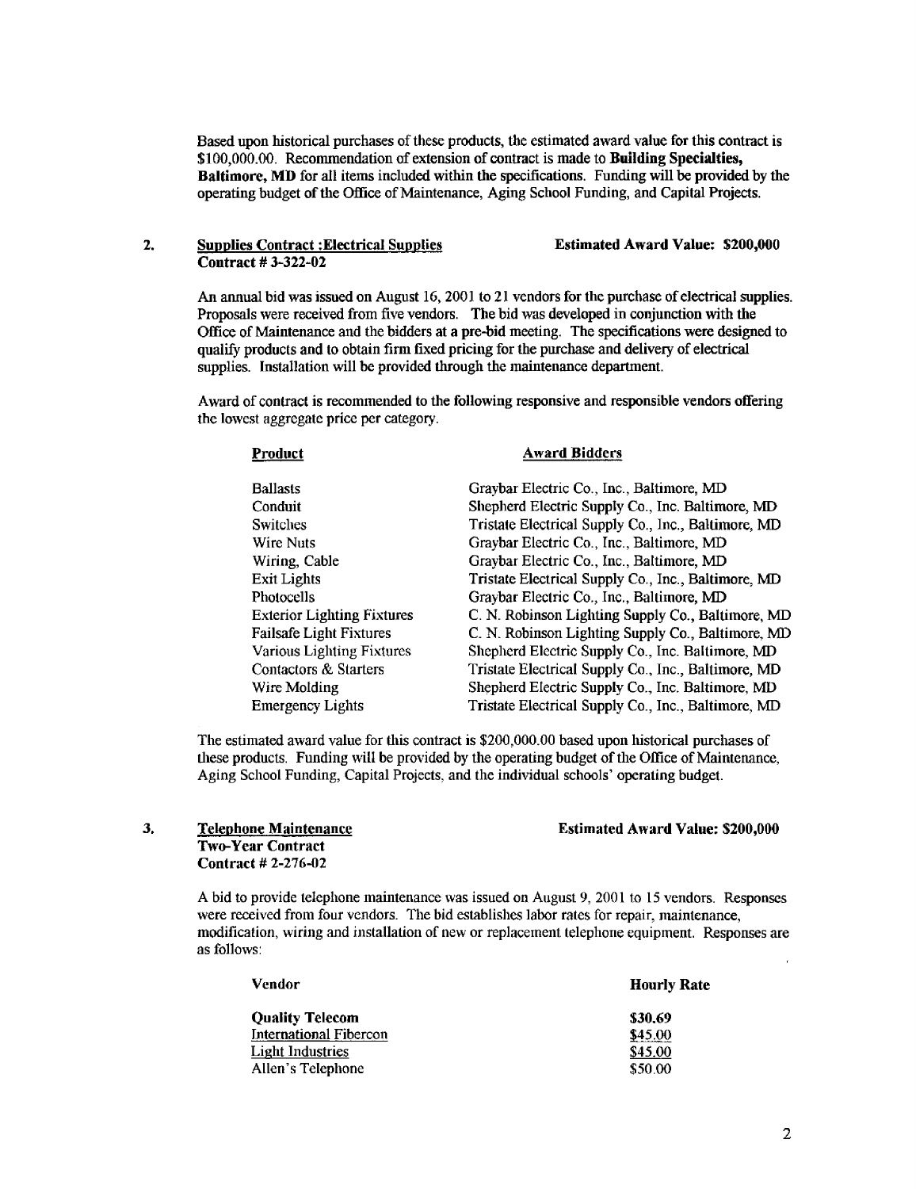Based upon historical purchases of these products, the estimated award value for this contract is $100,000.00. Recommendation of extension of contract is made to **Building Specialties, Baltimore, MD** for all items included within the specifications. Funding will be provided by the operating budget of the Office of Maintenance, Aging School Funding, and Capital Projects.

**2. Supplies Contract :Electrical Supplies** **Estimated Award Value: $200,000**
**Contract # 3-322-02**

An annual bid was issued on August 16, 2001 to 21 vendors for the purchase of electrical supplies. Proposals were received from five vendors. The bid was developed in conjunction with the Office of Maintenance and the bidders at a pre-bid meeting. The specifications were designed to qualify products and to obtain firm fixed pricing for the purchase and delivery of electrical supplies. Installation will be provided through the maintenance department.

Award of contract is recommended to the following responsive and responsible vendors offering the lowest aggregate price per category.

| Product | Award Bidders |
|---|---|
| Ballasts | Graybar Electric Co., Inc., Baltimore, MD |
| Conduit | Shepherd Electric Supply Co., Inc. Baltimore, MD |
| Switches | Tristate Electrical Supply Co., Inc., Baltimore, MD |
| Wire Nuts | Graybar Electric Co., Inc., Baltimore, MD |
| Wiring, Cable | Graybar Electric Co., Inc., Baltimore, MD |
| Exit Lights | Tristate Electrical Supply Co., Inc., Baltimore, MD |
| Photocells | Graybar Electric Co., Inc., Baltimore, MD |
| Exterior Lighting Fixtures | C. N. Robinson Lighting Supply Co., Baltimore, MD |
| Failsafe Light Fixtures | C. N. Robinson Lighting Supply Co., Baltimore, MD |
| Various Lighting Fixtures | Shepherd Electric Supply Co., Inc. Baltimore, MD |
| Contactors & Starters | Tristate Electrical Supply Co., Inc., Baltimore, MD |
| Wire Molding | Shepherd Electric Supply Co., Inc. Baltimore, MD |
| Emergency Lights | Tristate Electrical Supply Co., Inc., Baltimore, MD |

The estimated award value for this contract is $200,000.00 based upon historical purchases of these products. Funding will be provided by the operating budget of the Office of Maintenance, Aging School Funding, Capital Projects, and the individual schools' operating budget.

**3. Telephone Maintenance** **Estimated Award Value: $200,000**
**Two-Year Contract**
**Contract # 2-276-02**

A bid to provide telephone maintenance was issued on August 9, 2001 to 15 vendors. Responses were received from four vendors. The bid establishes labor rates for repair, maintenance, modification, wiring and installation of new or replacement telephone equipment. Responses are as follows:

| Vendor | Hourly Rate |
|---|---|
| **Quality Telecom** | **$30.69** |
| International Fibercon | $45.00 |
| Light Industries | $45.00 |
| Allen's Telephone | $50.00 |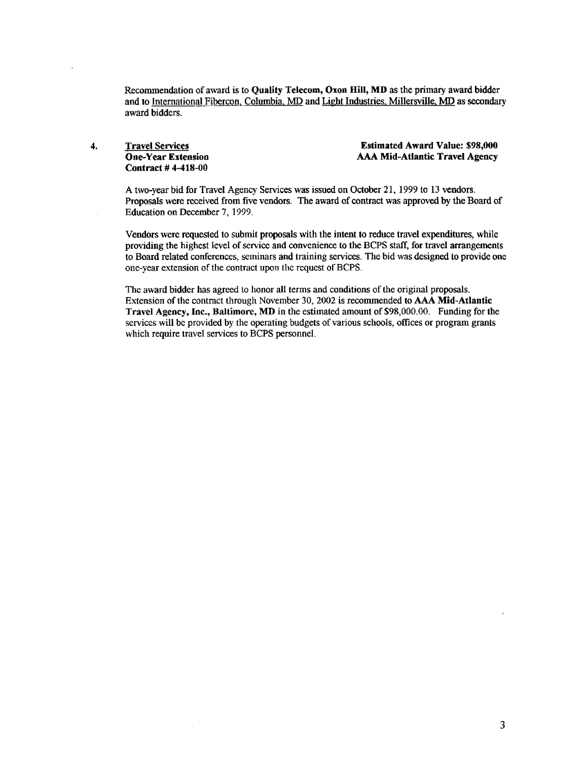Recommendation of award is to **Quality Telecom, Oxon Hill, MD** as the primary award bidder and to International Fibercon, Columbia, MD and Light Industries, Millersville, MD as secondary award bidders.

4. **Travel Services**
   **One-Year Extension**
   **Contract # 4-418-00**

   **Estimated Award Value: $98,000**
   **AAA Mid-Atlantic Travel Agency**

A two-year bid for Travel Agency Services was issued on October 21, 1999 to 13 vendors. Proposals were received from five vendors. The award of contract was approved by the Board of Education on December 7, 1999.

Vendors were requested to submit proposals with the intent to reduce travel expenditures, while providing the highest level of service and convenience to the BCPS staff, for travel arrangements to Board related conferences, seminars and training services. The bid was designed to provide one one-year extension of the contract upon the request of BCPS.

The award bidder has agreed to honor all terms and conditions of the original proposals. Extension of the contract through November 30, 2002 is recommended to **AAA Mid-Atlantic Travel Agency, Inc., Baltimore, MD** in the estimated amount of $98,000.00. Funding for the services will be provided by the operating budgets of various schools, offices or program grants which require travel services to BCPS personnel.